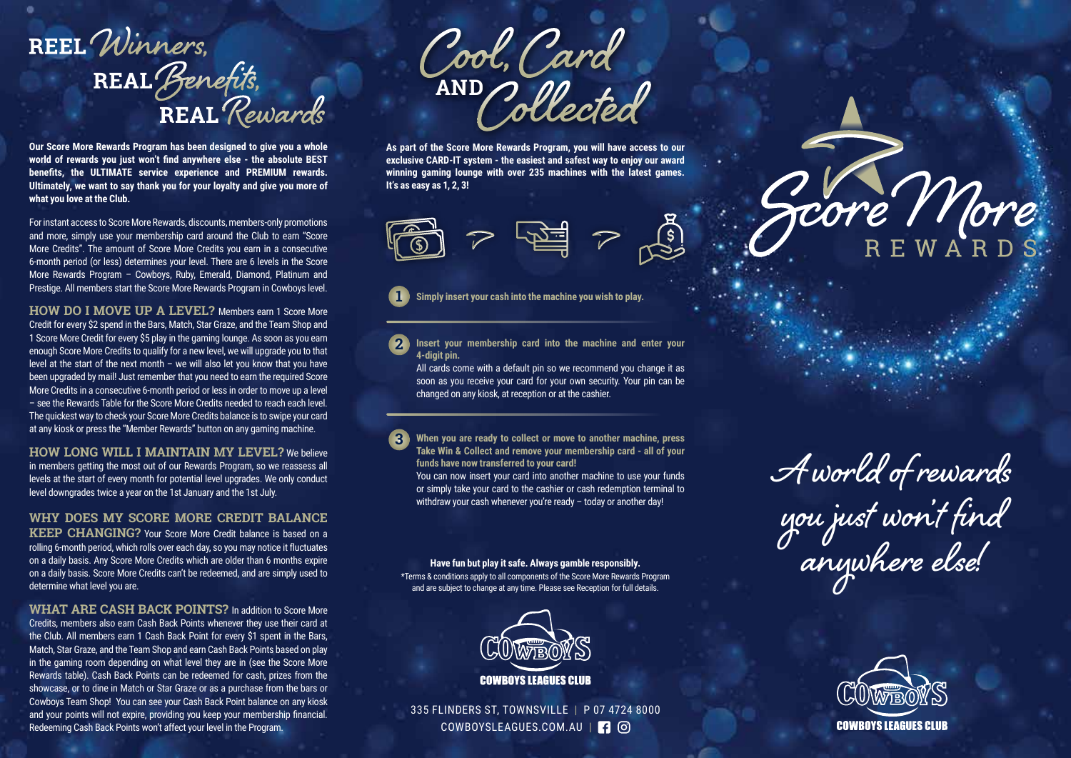# REEL *Winners,* REAL *Benefits,* REAL *Rewards*

**Our Score More Rewards Program has been designed to give you a whole world of rewards you just won't find anywhere else - the absolute BEST benefits, the ULTIMATE service experience and PREMIUM rewards. Ultimately, we want to say thank you for your loyalty and give you more of what you love at the Club.**

For instant access to Score More Rewards, discounts, members-only promotions and more, simply use your membership card around the Club to earn "Score More Credits". The amount of Score More Credits you earn in a consecutive 6-month period (or less) determines your level. There are 6 levels in the Score More Rewards Program – Cowboys, Ruby, Emerald, Diamond, Platinum and Prestige. All members start the Score More Rewards Program in Cowboys level.

**HOW DO I MOVE UP A LEVEL?** Members earn 1 Score More Credit for every $2 spend in the Bars, Match, Star Graze, and the Team Shop and 1 Score More Credit for every $5 play in the gaming lounge. As soon as you earn enough Score More Credits to qualify for a new level, we will upgrade you to that level at the start of the next month – we will also let you know that you have been upgraded by mail! Just remember that you need to earn the required Score More Credits in a consecutive 6-month period or less in order to move up a level – see the Rewards Table for the Score More Credits needed to reach each level. The quickest way to check your Score More Credits balance is to swipe your card at any kiosk or press the "Member Rewards" button on any gaming machine.

**HOW LONG WILL I MAINTAIN MY LEVEL?** We believe in members getting the most out of our Rewards Program, so we reassess all levels at the start of every month for potential level upgrades. We only conduct level downgrades twice a year on the 1st January and the 1st July.

**WHY DOES MY SCORE MORE CREDIT BALANCE KEEP CHANGING?** Your Score More Credit balance is based on a rolling 6-month period, which rolls over each day, so you may notice it fluctuates on a daily basis. Any Score More Credits which are older than 6 months expire on a daily basis. Score More Credits can't be redeemed, and are simply used to determine what level you are.

**WHAT ARE CASH BACK POINTS?** In addition to Score More Credits, members also earn Cash Back Points whenever they use their card at the Club. All members earn 1 Cash Back Point for every $1 spent in the Bars, Match, Star Graze, and the Team Shop and earn Cash Back Points based on play in the gaming room depending on what level they are in (see the Score More Rewards table). Cash Back Points can be redeemed for cash, prizes from the showcase, or to dine in Match or Star Graze or as a purchase from the bars or Cowboys Team Shop! You can see your Cash Back Point balance on any kiosk and your points will not expire, providing you keep your membership financial. Redeeming Cash Back Points won't affect your level in the Program.

# *Cool, Card* AND *Collected*

**As part of the Score More Rewards Program, you will have access to our exclusive CARD-IT system - the easiest and safest way to enjoy our award winning gaming lounge with over 235 machines with the latest games. It's as easy as 1, 2, 3!**

1. **Simply insert your cash into the machine you wish to play.**

2. **Insert your membership card into the machine and enter your 4-digit pin.**
   All cards come with a default pin so we recommend you change it as soon as you receive your card for your own security. Your pin can be changed on any kiosk, at reception or at the cashier.

3. **When you are ready to collect or move to another machine, press Take Win & Collect and remove your membership card - all of your funds have now transferred to your card!**
   You can now insert your card into another machine to use your funds or simply take your card to the cashier or cash redemption terminal to withdraw your cash whenever you're ready – today or another day!

**Have fun but play it safe. Always gamble responsibly.**

*Terms & conditions apply to all components of the Score More Rewards Program and are subject to change at any time. Please see Reception for full details.

COWBOYS LEAGUES CLUB

335 FLINDERS ST, TOWNSVILLE | P 07 4724 8000
COWBOYSLEAGUES.COM.AU

# *Score More* REWARDS

*A world of rewards you just won't find anywhere else!*

COWBOYS LEAGUES CLUB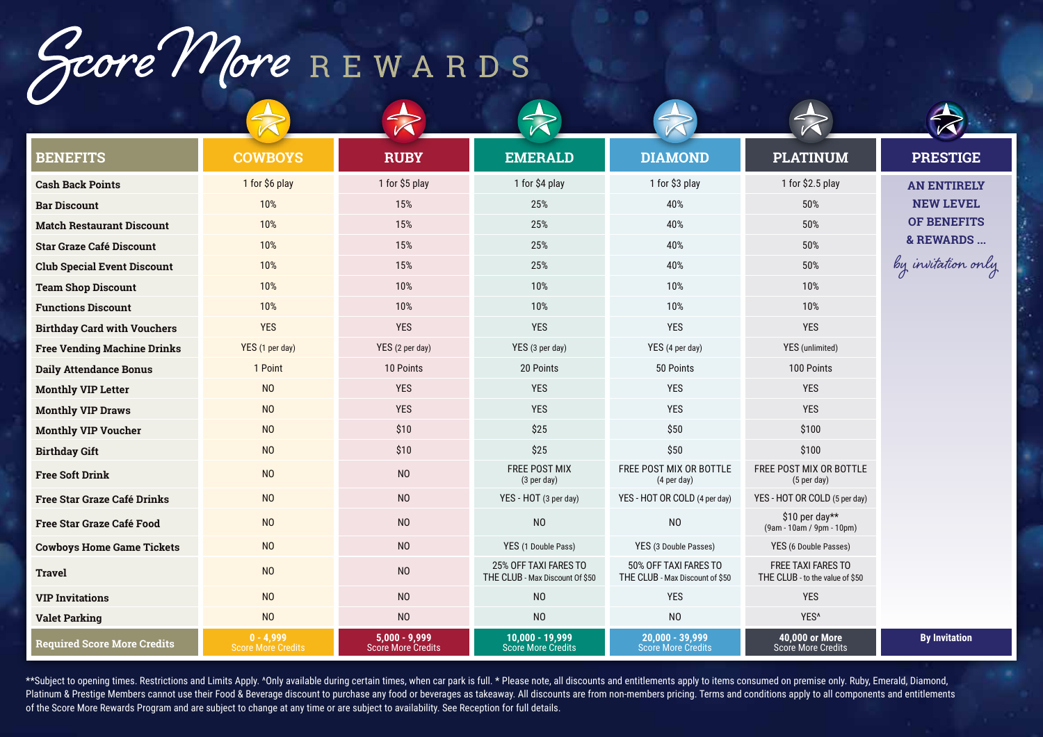# Score More REWARDS

| BENEFITS | COWBOYS | RUBY | EMERALD | DIAMOND | PLATINUM | PRESTIGE |
|---|---|---|---|---|---|---|
| Cash Back Points | 1 for $6 play | 1 for $5 play | 1 for $4 play | 1 for $3 play | 1 for $2.5 play | AN ENTIRELY NEW LEVEL OF BENEFITS & REWARDS ... by invitation only |
| Bar Discount | 10% | 15% | 25% | 40% | 50% | |
| Match Restaurant Discount | 10% | 15% | 25% | 40% | 50% | |
| Star Graze Café Discount | 10% | 15% | 25% | 40% | 50% | |
| Club Special Event Discount | 10% | 15% | 25% | 40% | 50% | |
| Team Shop Discount | 10% | 10% | 10% | 10% | 10% | |
| Functions Discount | 10% | 10% | 10% | 10% | 10% | |
| Birthday Card with Vouchers | YES | YES | YES | YES | YES | |
| Free Vending Machine Drinks | YES (1 per day) | YES (2 per day) | YES (3 per day) | YES (4 per day) | YES (unlimited) | |
| Daily Attendance Bonus | 1 Point | 10 Points | 20 Points | 50 Points | 100 Points | |
| Monthly VIP Letter | NO | YES | YES | YES | YES | |
| Monthly VIP Draws | NO | YES | YES | YES | YES | |
| Monthly VIP Voucher | NO | $10 | $25 | $50 | $100 | |
| Birthday Gift | NO | $10 | $25 | $50 | $100 | |
| Free Soft Drink | NO | NO | FREE POST MIX (3 per day) | FREE POST MIX OR BOTTLE (4 per day) | FREE POST MIX OR BOTTLE (5 per day) | |
| Free Star Graze Café Drinks | NO | NO | YES - HOT (3 per day) | YES - HOT OR COLD (4 per day) | YES - HOT OR COLD (5 per day) | |
| Free Star Graze Café Food | NO | NO | NO | NO | $10 per day** (9am - 10am / 9pm - 10pm) | |
| Cowboys Home Game Tickets | NO | NO | YES (1 Double Pass) | YES (3 Double Passes) | YES (6 Double Passes) | |
| Travel | NO | NO | 25% OFF TAXI FARES TO THE CLUB - Max Discount Of $50 | 50% OFF TAXI FARES TO THE CLUB - Max Discount of $50 | FREE TAXI FARES TO THE CLUB - to the value of $50 | |
| VIP Invitations | NO | NO | NO | YES | YES | |
| Valet Parking | NO | NO | NO | NO | YES^ | |
| Required Score More Credits | 0 - 4,999 Score More Credits | 5,000 - 9,999 Score More Credits | 10,000 - 19,999 Score More Credits | 20,000 - 39,999 Score More Credits | 40,000 or More Score More Credits | By Invitation |

**Subject to opening times. Restrictions and Limits Apply. ^Only available during certain times, when car park is full. * Please note, all discounts and entitlements apply to items consumed on premise only. Ruby, Emerald, Diamond, Platinum & Prestige Members cannot use their Food & Beverage discount to purchase any food or beverages as takeaway. All discounts are from non-members pricing. Terms and conditions apply to all components and entitlements of the Score More Rewards Program and are subject to change at any time or are subject to availability. See Reception for full details.